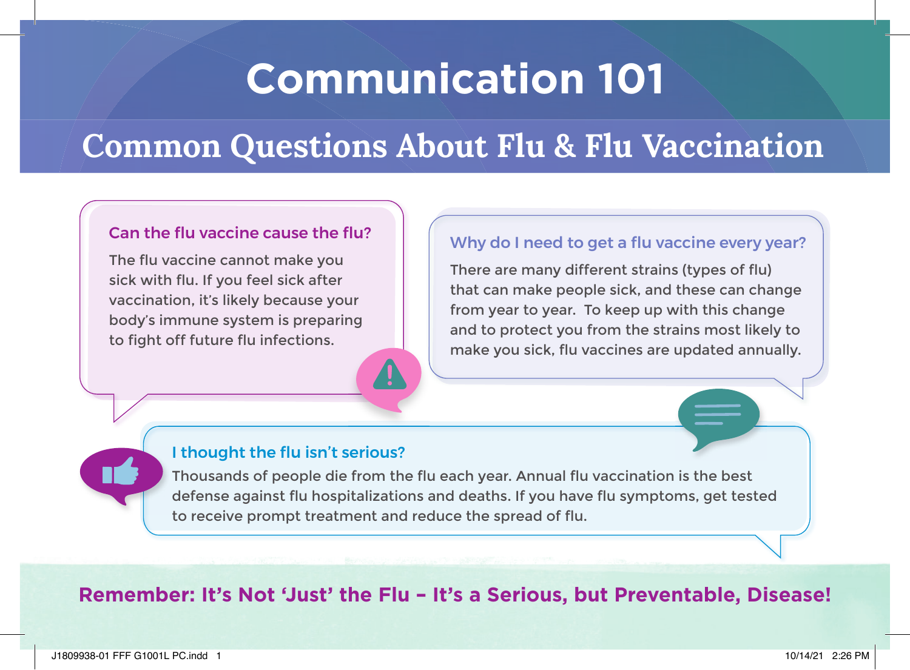# Communication 101

## Common Questions About Flu & Flu Vaccination

### Can the flu vaccine cause the flu?

The flu vaccine cannot make you sick with flu. If you feel sick after vaccination, it's likely because your body's immune system is preparing to fight off future flu infections.

### Why do I need to get a flu vaccine every year?

There are many different strains (types of flu) that can make people sick, and these can change from year to year. To keep up with this change and to protect you from the strains most likely to make you sick, flu vaccines are updated annually.

### I thought the flu isn't serious?

Thousands of people die from the flu each year. Annual flu vaccination is the best defense against flu hospitalizations and deaths. If you have flu symptoms, get tested to receive prompt treatment and reduce the spread of flu.

**Remember: It's Not 'Just' the Flu – It's a Serious, but Preventable, Disease!**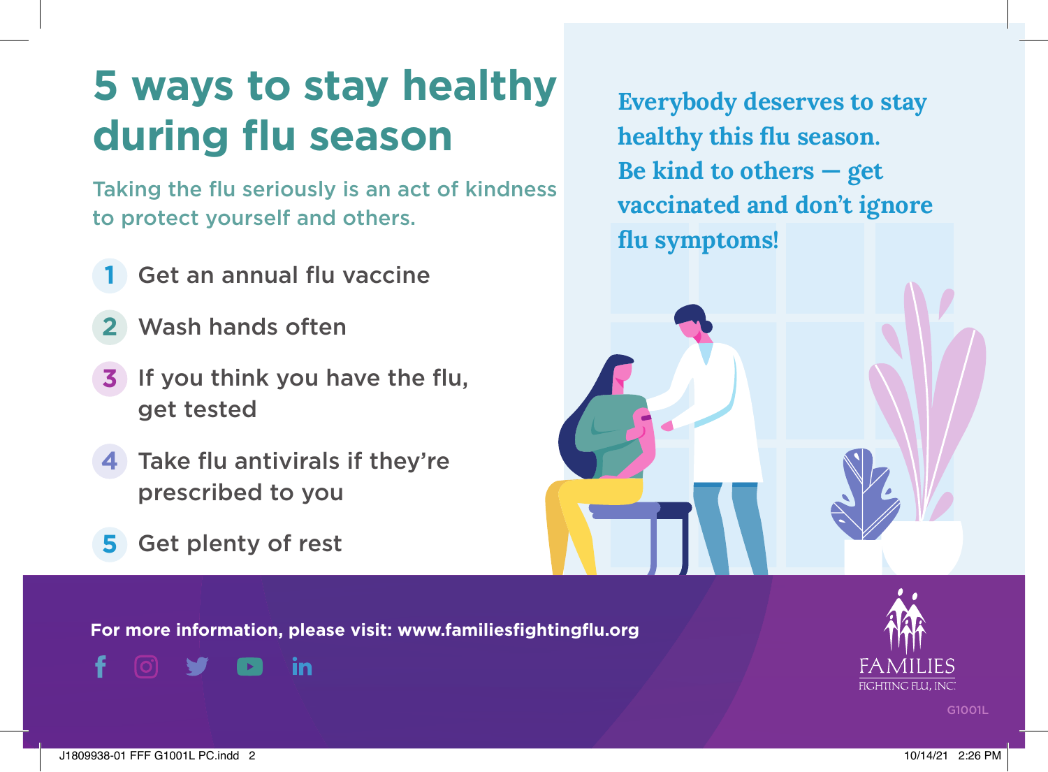# 5 ways to stay healthy during flu season

Taking the flu seriously is an act of kindness to protect yourself and others.

1. Get an annual flu vaccine
2. Wash hands often
3. If you think you have the flu, get tested
4. Take flu antivirals if they're prescribed to you
5. Get plenty of rest

**Everybody deserves to stay healthy this flu season. Be kind to others — get vaccinated and don't ignore flu symptoms!**

**For more information, please visit: www.familiesfightingflu.org**

FAMILIES FIGHTING FLU, INC.

G1001L